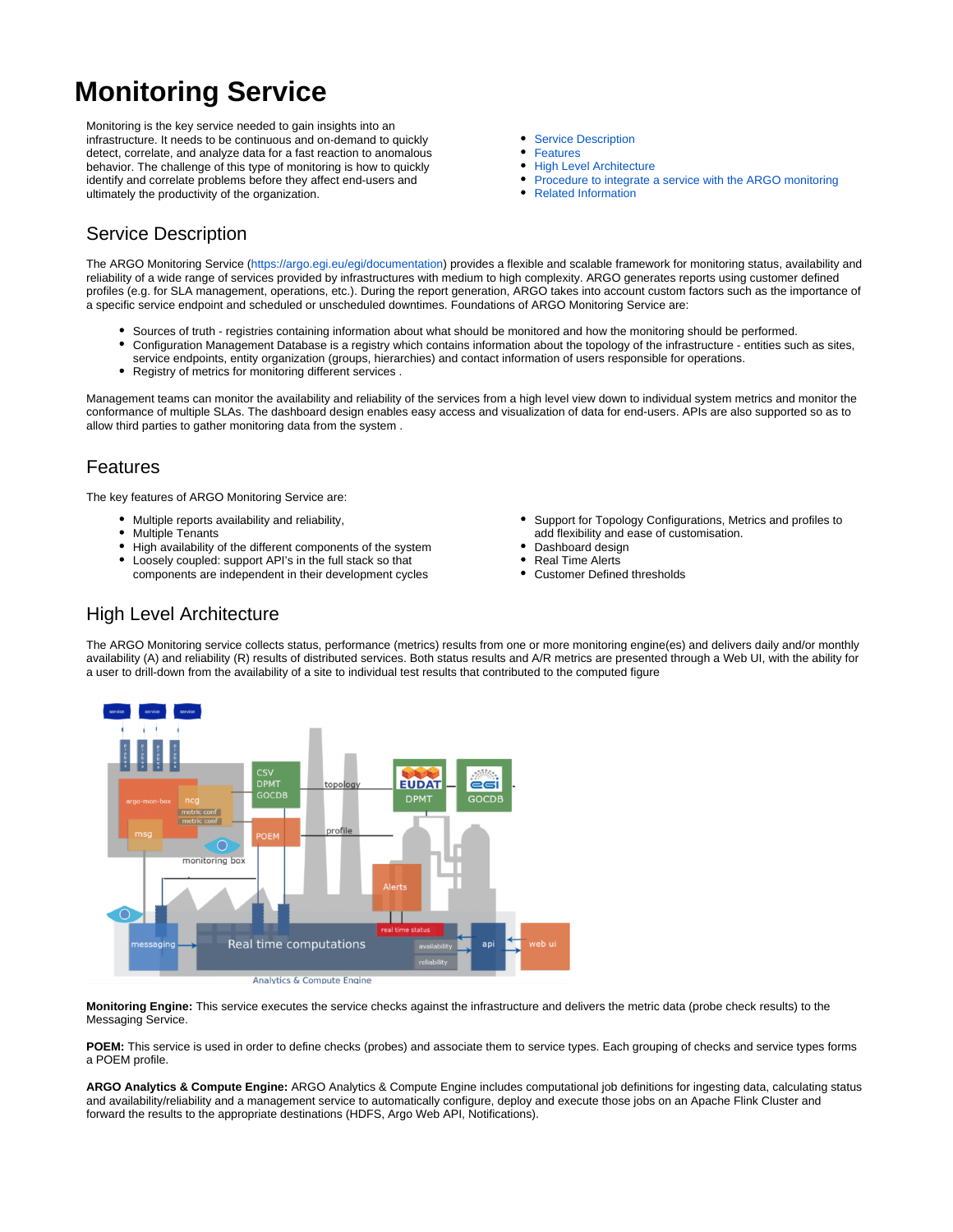# Monitoring Service

Monitoring is the key service needed to gain insights into an infrastructure. It needs to be continuous and on-demand to quickly detect, correlate, and analyze data for a fast reaction to anomalous behavior. The challenge of this type of monitoring is how to quickly identify and correlate problems before they affect end-users and ultimately the productivity of the organization.

- Service Description
- Features
- High Level Architecture
- Procedure to integrate a service with the ARGO monitoring
- Related Information

## Service Description

The ARGO Monitoring Service (https://argo.egi.eu/egi/documentation) provides a flexible and scalable framework for monitoring status, availability and reliability of a wide range of services provided by infrastructures with medium to high complexity. ARGO generates reports using customer defined profiles (e.g. for SLA management, operations, etc.). During the report generation, ARGO takes into account custom factors such as the importance of a specific service endpoint and scheduled or unscheduled downtimes. Foundations of ARGO Monitoring Service are:

- Sources of truth - registries containing information about what should be monitored and how the monitoring should be performed.
- Configuration Management Database is a registry which contains information about the topology of the infrastructure - entities such as sites, service endpoints, entity organization (groups, hierarchies) and contact information of users responsible for operations.
- Registry of metrics for monitoring different services .

Management teams can monitor the availability and reliability of the services from a high level view down to individual system metrics and monitor the conformance of multiple SLAs. The dashboard design enables easy access and visualization of data for end-users. APIs are also supported so as to allow third parties to gather monitoring data from the system .

## Features

The key features of ARGO Monitoring Service are:

- Multiple reports availability and reliability,
- Multiple Tenants
- High availability of the different components of the system
- Loosely coupled: support API's in the full stack so that components are independent in their development cycles
- Support for Topology Configurations, Metrics and profiles to add flexibility and ease of customisation.
- Dashboard design
- Real Time Alerts
- Customer Defined thresholds

## High Level Architecture

The ARGO Monitoring service collects status, performance (metrics) results from one or more monitoring engine(es) and delivers daily and/or monthly availability (A) and reliability (R) results of distributed services. Both status results and A/R metrics are presented through a Web UI, with the ability for a user to drill-down from the availability of a site to individual test results that contributed to the computed figure

**Monitoring Engine:** This service executes the service checks against the infrastructure and delivers the metric data (probe check results) to the Messaging Service.

**POEM:** This service is used in order to define checks (probes) and associate them to service types. Each grouping of checks and service types forms a POEM profile.

**ARGO Analytics & Compute Engine:** ARGO Analytics & Compute Engine includes computational job definitions for ingesting data, calculating status and availability/reliability and a management service to automatically configure, deploy and execute those jobs on an Apache Flink Cluster and forward the results to the appropriate destinations (HDFS, Argo Web API, Notifications).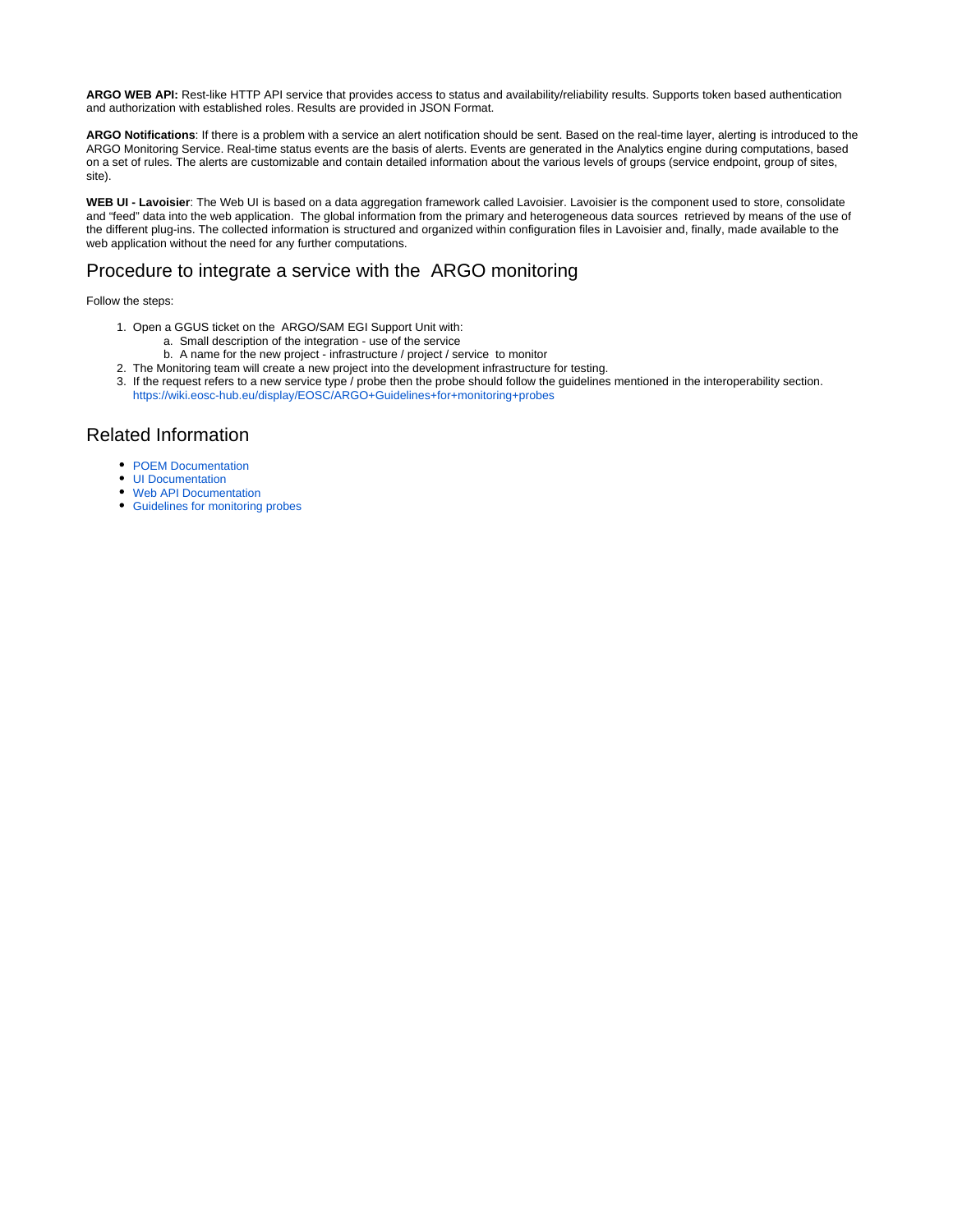**ARGO WEB API:** Rest-like HTTP API service that provides access to status and availability/reliability results. Supports token based authentication and authorization with established roles. Results are provided in JSON Format.

**ARGO Notifications**: If there is a problem with a service an alert notification should be sent. Based on the real-time layer, alerting is introduced to the ARGO Monitoring Service. Real-time status events are the basis of alerts. Events are generated in the Analytics engine during computations, based on a set of rules. The alerts are customizable and contain detailed information about the various levels of groups (service endpoint, group of sites, site).

**WEB UI - Lavoisier**: The Web UI is based on a data aggregation framework called Lavoisier. Lavoisier is the component used to store, consolidate and "feed" data into the web application. The global information from the primary and heterogeneous data sources retrieved by means of the use of the different plug-ins. The collected information is structured and organized within configuration files in Lavoisier and, finally, made available to the web application without the need for any further computations.

## Procedure to integrate a service with the ARGO monitoring

Follow the steps:

1. Open a GGUS ticket on the ARGO/SAM EGI Support Unit with:
   a. Small description of the integration - use of the service
   b. A name for the new project - infrastructure / project / service to monitor
2. The Monitoring team will create a new project into the development infrastructure for testing.
3. If the request refers to a new service type / probe then the probe should follow the guidelines mentioned in the interoperability section. https://wiki.eosc-hub.eu/display/EOSC/ARGO+Guidelines+for+monitoring+probes

## Related Information

- POEM Documentation
- UI Documentation
- Web API Documentation
- Guidelines for monitoring probes